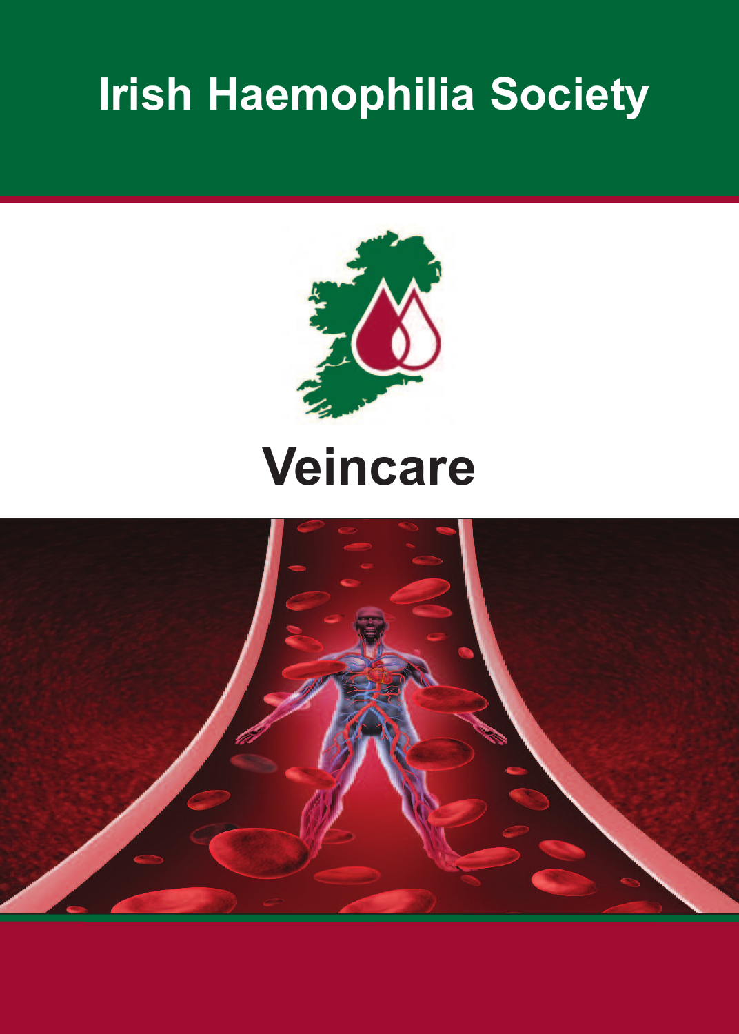# Irish Haemophilia Society

# Veincare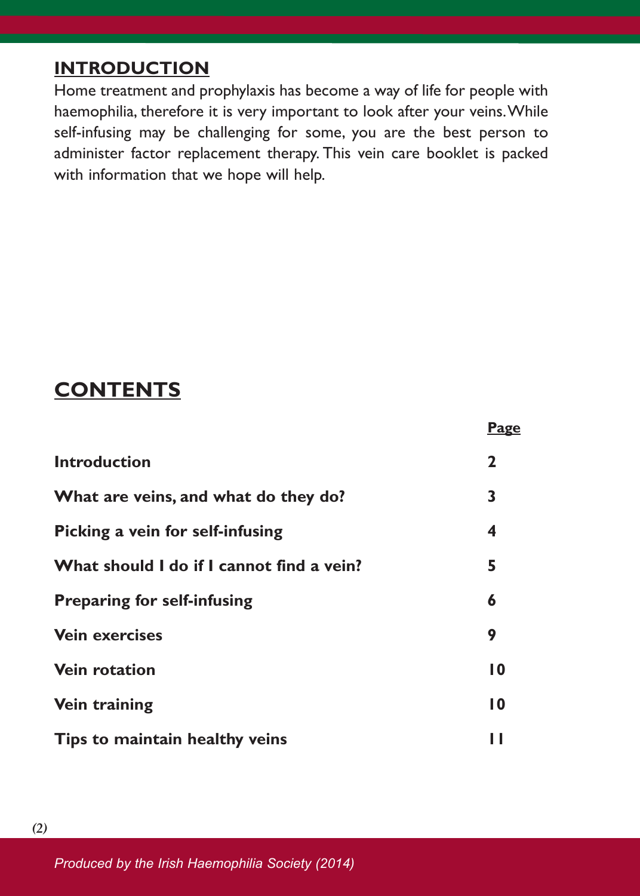## INTRODUCTION

Home treatment and prophylaxis has become a way of life for people with haemophilia, therefore it is very important to look after your veins. While self-infusing may be challenging for some, you are the best person to administer factor replacement therapy. This vein care booklet is packed with information that we hope will help.

## CONTENTS

| | Page |
|---|---|
| **Introduction** | **2** |
| **What are veins, and what do they do?** | **3** |
| **Picking a vein for self-infusing** | **4** |
| **What should I do if I cannot find a vein?** | **5** |
| **Preparing for self-infusing** | **6** |
| **Vein exercises** | **9** |
| **Vein rotation** | **10** |
| **Vein training** | **10** |
| **Tips to maintain healthy veins** | **11** |

*Produced by the Irish Haemophilia Society (2014)*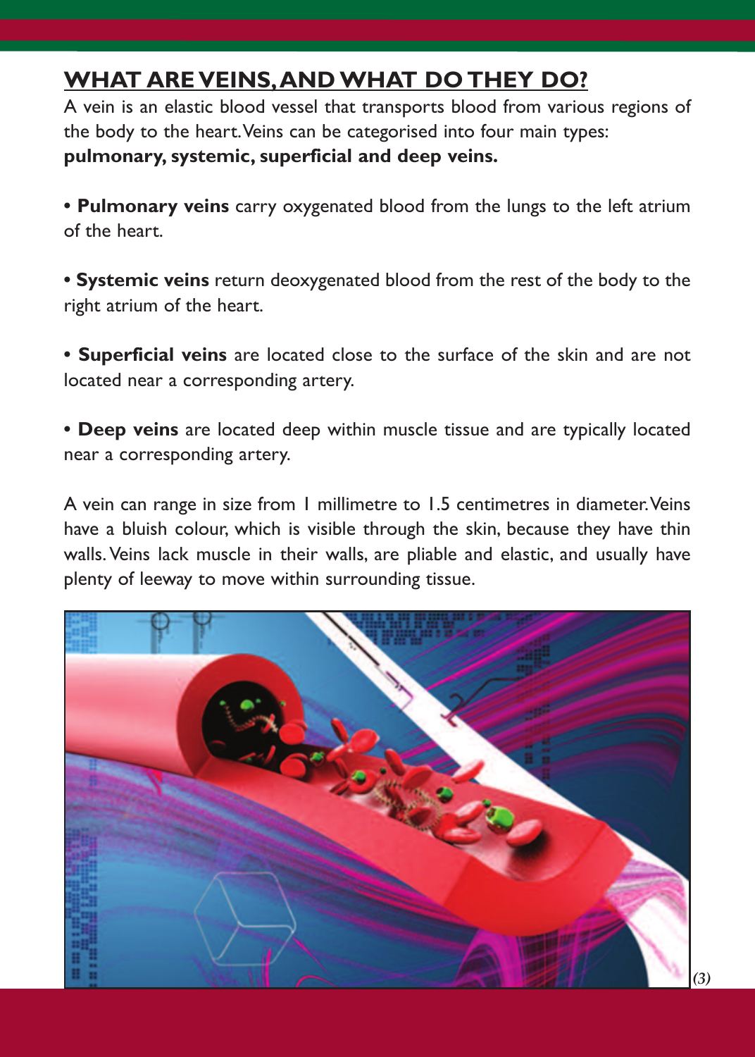## WHAT ARE VEINS, AND WHAT DO THEY DO?

A vein is an elastic blood vessel that transports blood from various regions of the body to the heart. Veins can be categorised into four main types: **pulmonary, systemic, superficial and deep veins.**

- **Pulmonary veins** carry oxygenated blood from the lungs to the left atrium of the heart.

- **Systemic veins** return deoxygenated blood from the rest of the body to the right atrium of the heart.

- **Superficial veins** are located close to the surface of the skin and are not located near a corresponding artery.

- **Deep veins** are located deep within muscle tissue and are typically located near a corresponding artery.

A vein can range in size from 1 millimetre to 1.5 centimetres in diameter. Veins have a bluish colour, which is visible through the skin, because they have thin walls. Veins lack muscle in their walls, are pliable and elastic, and usually have plenty of leeway to move within surrounding tissue.

*(3)*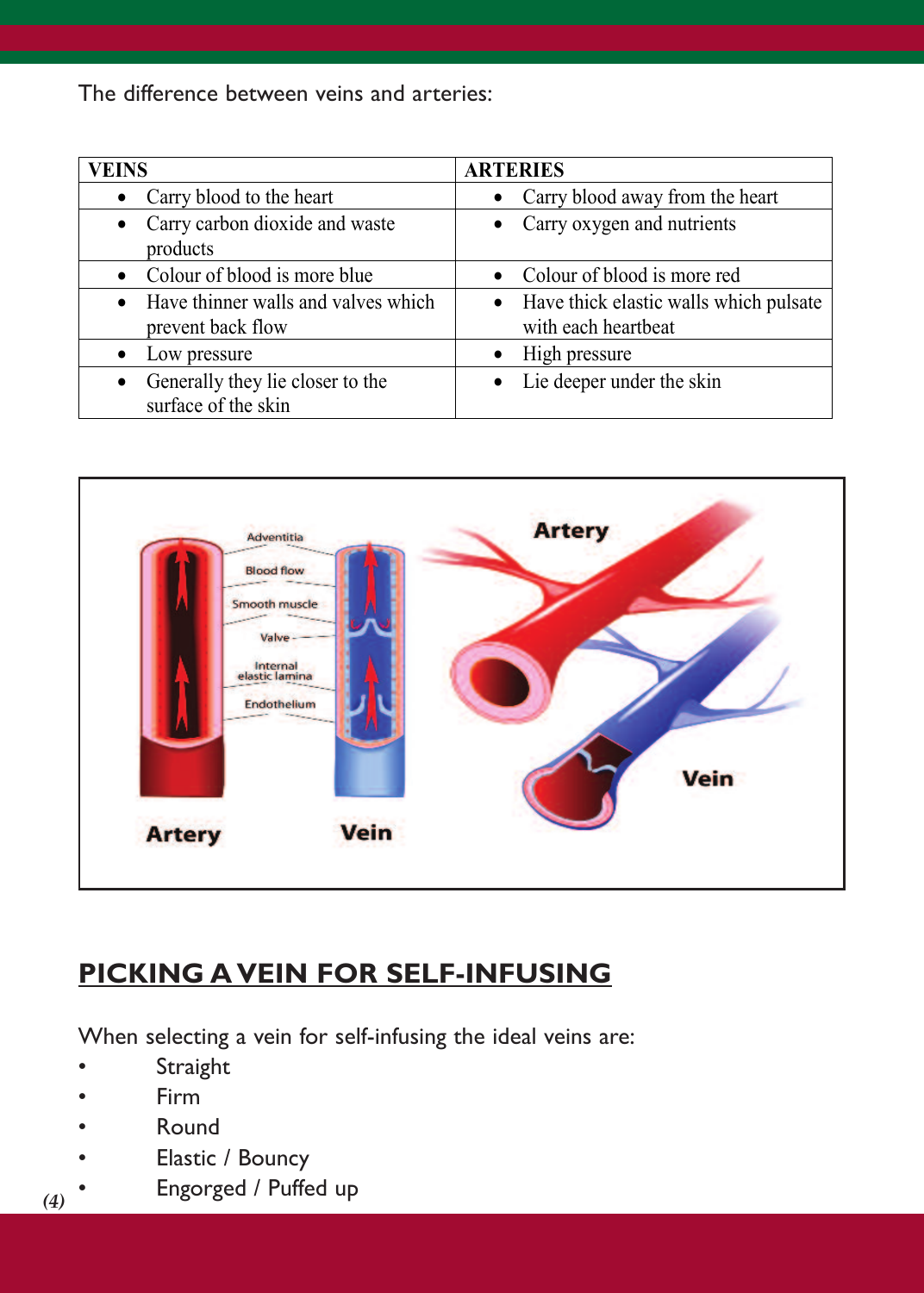The difference between veins and arteries:

| VEINS | ARTERIES |
|---|---|
| • Carry blood to the heart | • Carry blood away from the heart |
| • Carry carbon dioxide and waste products | • Carry oxygen and nutrients |
| • Colour of blood is more blue | • Colour of blood is more red |
| • Have thinner walls and valves which prevent back flow | • Have thick elastic walls which pulsate with each heartbeat |
| • Low pressure | • High pressure |
| • Generally they lie closer to the surface of the skin | • Lie deeper under the skin |

## PICKING A VEIN FOR SELF-INFUSING

When selecting a vein for self-infusing the ideal veins are:

- Straight
- Firm
- Round
- Elastic / Bouncy
- Engorged / Puffed up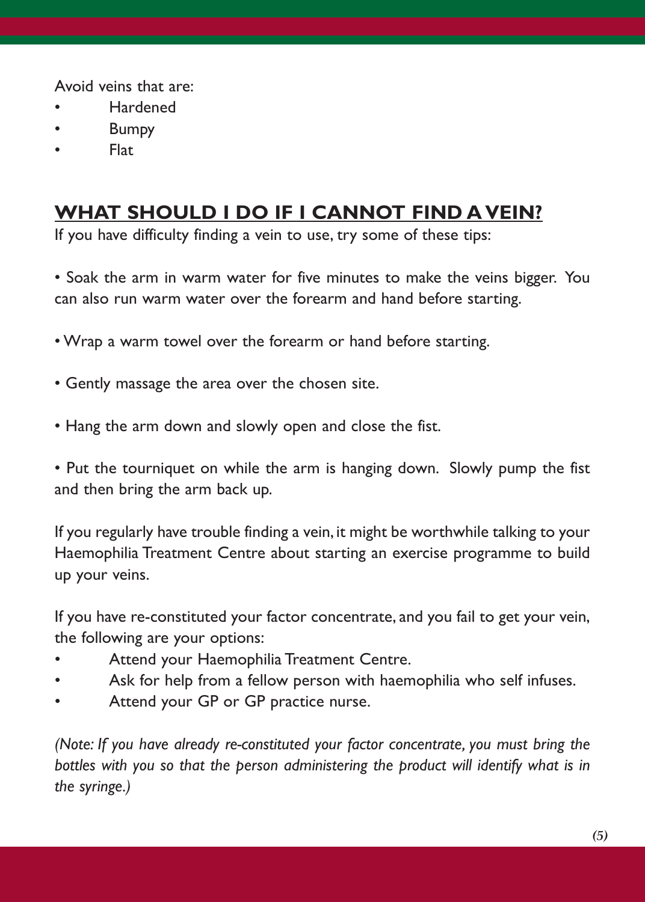Avoid veins that are:

- Hardened
- Bumpy
- Flat

## WHAT SHOULD I DO IF I CANNOT FIND A VEIN?

If you have difficulty finding a vein to use, try some of these tips:

- Soak the arm in warm water for five minutes to make the veins bigger. You can also run warm water over the forearm and hand before starting.

- Wrap a warm towel over the forearm or hand before starting.

- Gently massage the area over the chosen site.

- Hang the arm down and slowly open and close the fist.

- Put the tourniquet on while the arm is hanging down. Slowly pump the fist and then bring the arm back up.

If you regularly have trouble finding a vein, it might be worthwhile talking to your Haemophilia Treatment Centre about starting an exercise programme to build up your veins.

If you have re-constituted your factor concentrate, and you fail to get your vein, the following are your options:

- Attend your Haemophilia Treatment Centre.
- Ask for help from a fellow person with haemophilia who self infuses.
- Attend your GP or GP practice nurse.

*(Note: If you have already re-constituted your factor concentrate, you must bring the bottles with you so that the person administering the product will identify what is in the syringe.)*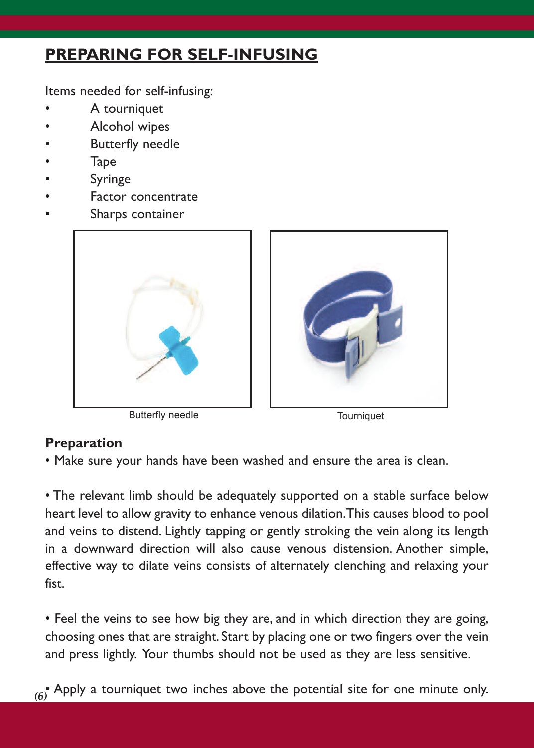## PREPARING FOR SELF-INFUSING

Items needed for self-infusing:

- A tourniquet
- Alcohol wipes
- Butterfly needle
- Tape
- Syringe
- Factor concentrate
- Sharps container

Butterfly needle

Tourniquet

### Preparation

• Make sure your hands have been washed and ensure the area is clean.

• The relevant limb should be adequately supported on a stable surface below heart level to allow gravity to enhance venous dilation. This causes blood to pool and veins to distend. Lightly tapping or gently stroking the vein along its length in a downward direction will also cause venous distension. Another simple, effective way to dilate veins consists of alternately clenching and relaxing your fist.

• Feel the veins to see how big they are, and in which direction they are going, choosing ones that are straight. Start by placing one or two fingers over the vein and press lightly. Your thumbs should not be used as they are less sensitive.

• Apply a tourniquet two inches above the potential site for one minute only.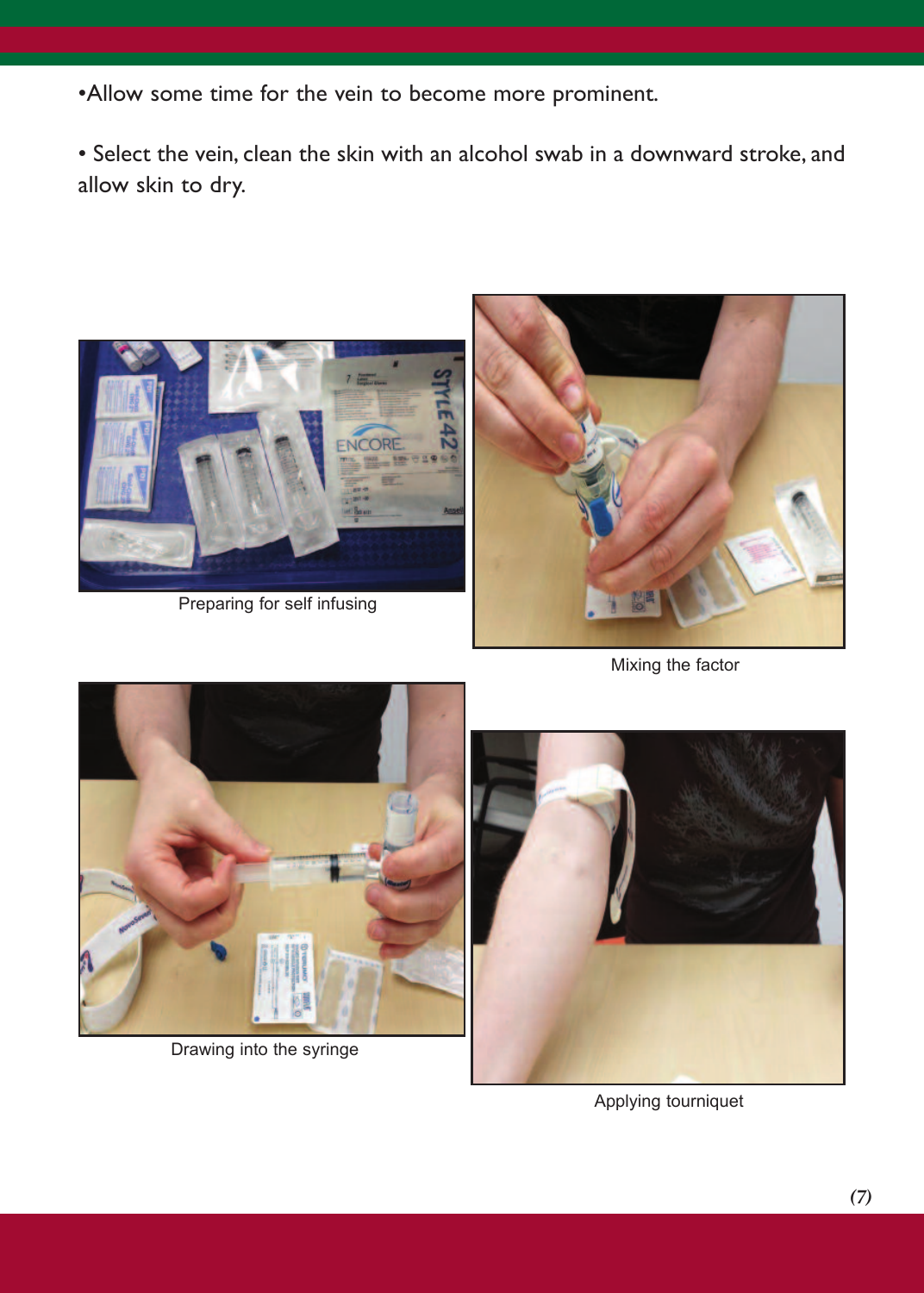- Allow some time for the vein to become more prominent.

- Select the vein, clean the skin with an alcohol swab in a downward stroke, and allow skin to dry.

Preparing for self infusing

Mixing the factor

Drawing into the syringe

Applying tourniquet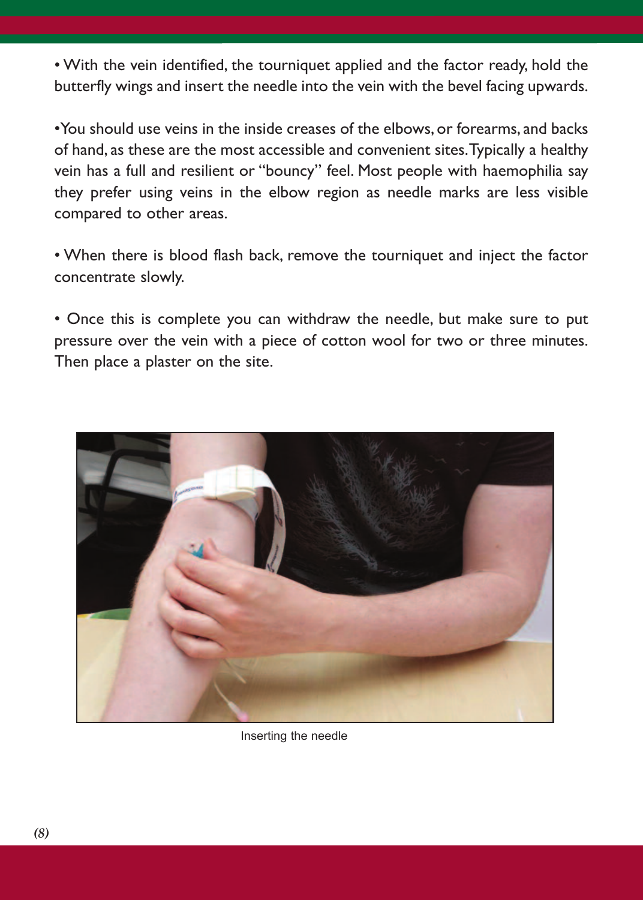- With the vein identified, the tourniquet applied and the factor ready, hold the butterfly wings and insert the needle into the vein with the bevel facing upwards.

- You should use veins in the inside creases of the elbows, or forearms, and backs of hand, as these are the most accessible and convenient sites. Typically a healthy vein has a full and resilient or "bouncy" feel. Most people with haemophilia say they prefer using veins in the elbow region as needle marks are less visible compared to other areas.

- When there is blood flash back, remove the tourniquet and inject the factor concentrate slowly.

- Once this is complete you can withdraw the needle, but make sure to put pressure over the vein with a piece of cotton wool for two or three minutes. Then place a plaster on the site.

Inserting the needle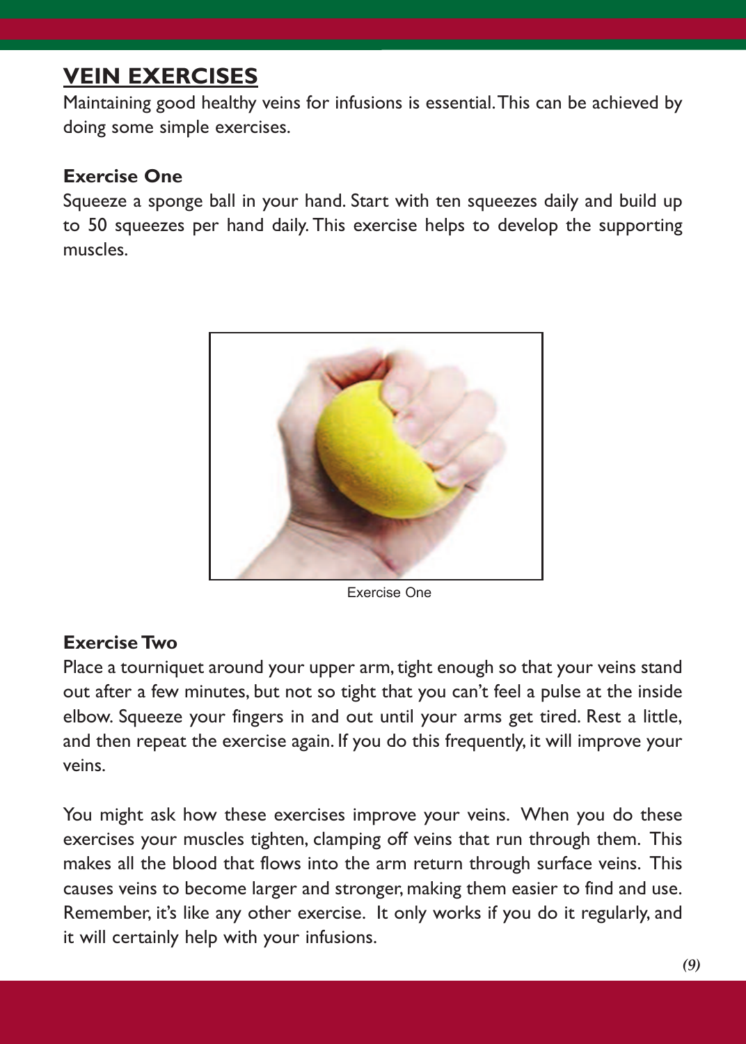## VEIN EXERCISES

Maintaining good healthy veins for infusions is essential. This can be achieved by doing some simple exercises.

### Exercise One

Squeeze a sponge ball in your hand. Start with ten squeezes daily and build up to 50 squeezes per hand daily. This exercise helps to develop the supporting muscles.

Exercise One

### Exercise Two

Place a tourniquet around your upper arm, tight enough so that your veins stand out after a few minutes, but not so tight that you can't feel a pulse at the inside elbow. Squeeze your fingers in and out until your arms get tired. Rest a little, and then repeat the exercise again. If you do this frequently, it will improve your veins.

You might ask how these exercises improve your veins. When you do these exercises your muscles tighten, clamping off veins that run through them. This makes all the blood that flows into the arm return through surface veins. This causes veins to become larger and stronger, making them easier to find and use. Remember, it's like any other exercise. It only works if you do it regularly, and it will certainly help with your infusions.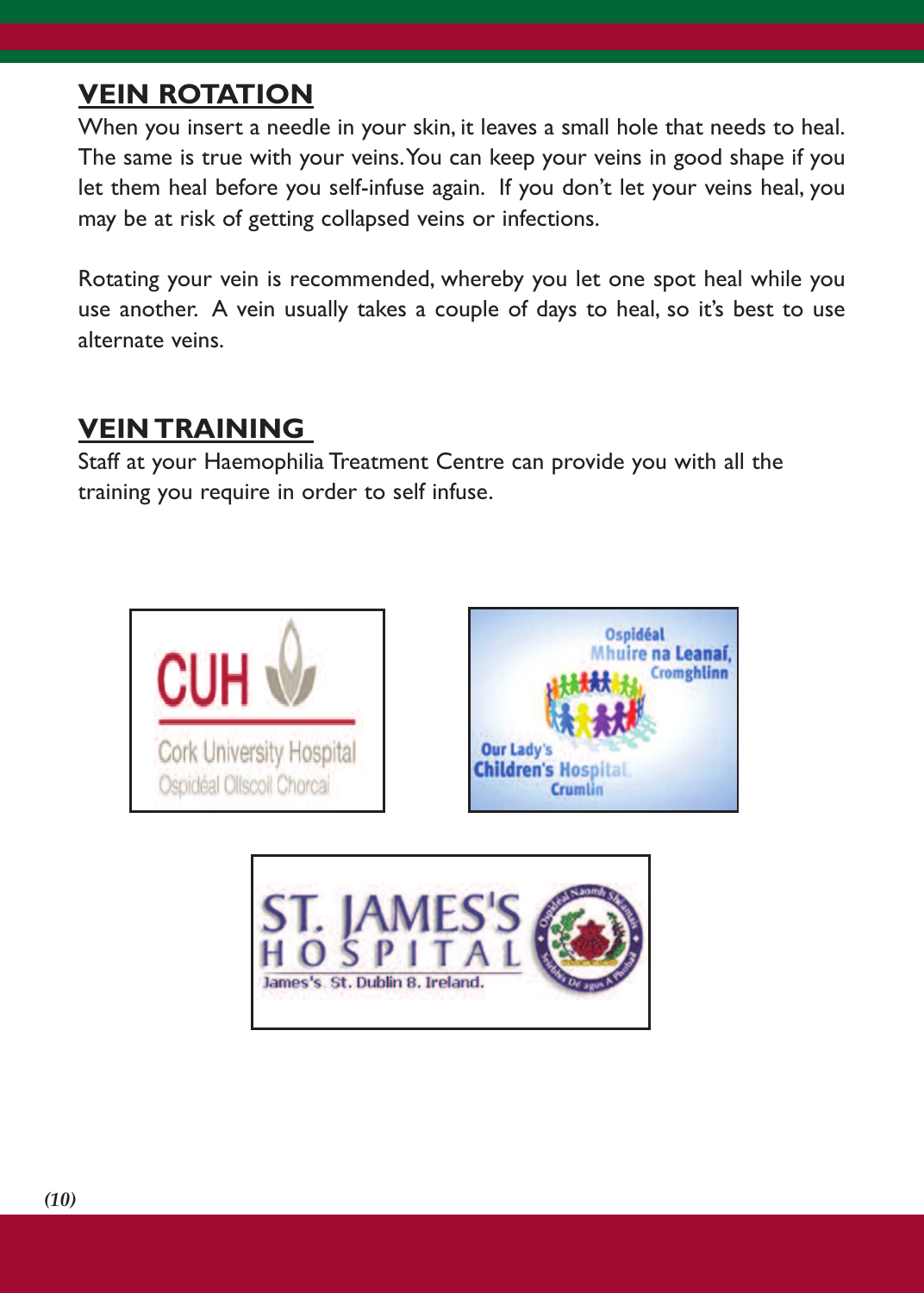## VEIN ROTATION

When you insert a needle in your skin, it leaves a small hole that needs to heal. The same is true with your veins. You can keep your veins in good shape if you let them heal before you self-infuse again. If you don't let your veins heal, you may be at risk of getting collapsed veins or infections.

Rotating your vein is recommended, whereby you let one spot heal while you use another. A vein usually takes a couple of days to heal, so it's best to use alternate veins.

## VEIN TRAINING

Staff at your Haemophilia Treatment Centre can provide you with all the training you require in order to self infuse.

CUH
Cork University Hospital
Ospidéal Ollscoil Chorcaí

Ospidéal Mhuire na Leanaí, Cromghlinn
Our Lady's Children's Hospital Crumlin

ST. JAMES'S HOSPITAL
James's St. Dublin 8. Ireland.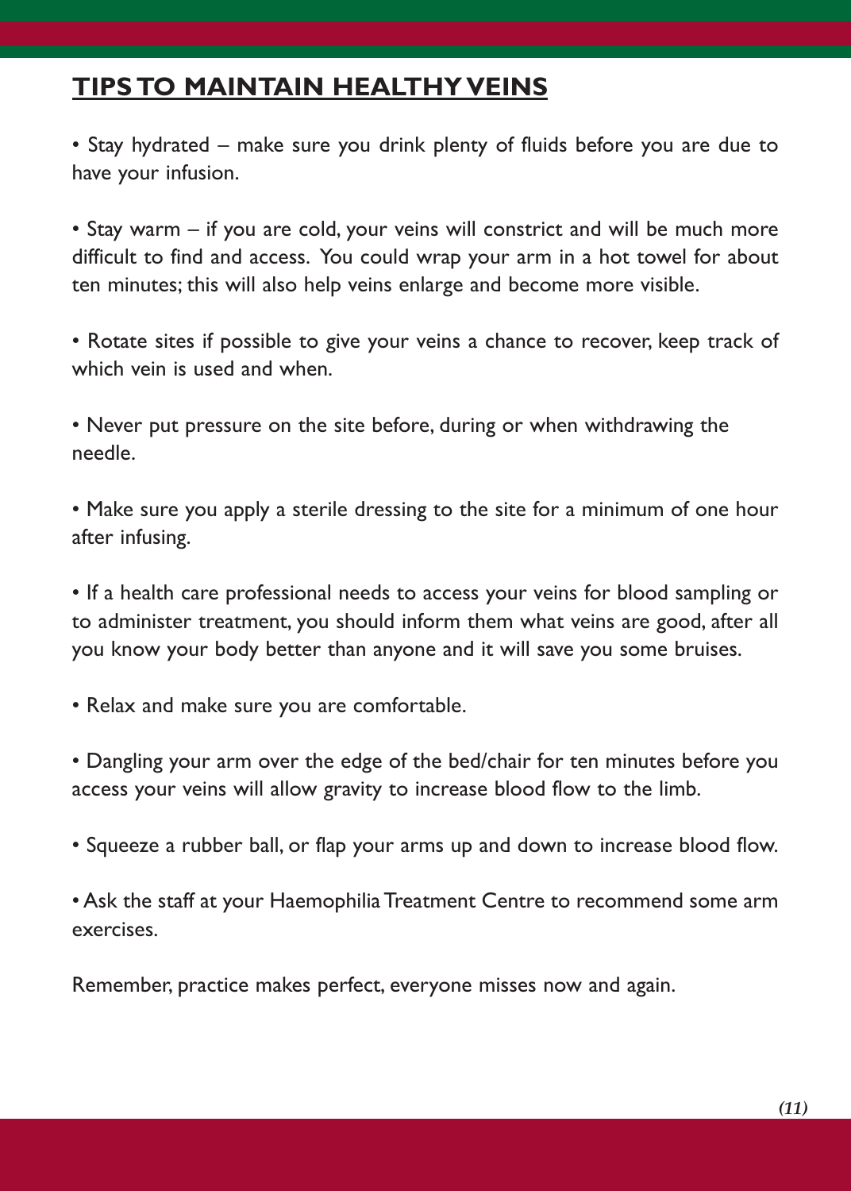## TIPS TO MAINTAIN HEALTHY VEINS

- Stay hydrated – make sure you drink plenty of fluids before you are due to have your infusion.

- Stay warm – if you are cold, your veins will constrict and will be much more difficult to find and access. You could wrap your arm in a hot towel for about ten minutes; this will also help veins enlarge and become more visible.

- Rotate sites if possible to give your veins a chance to recover, keep track of which vein is used and when.

- Never put pressure on the site before, during or when withdrawing the needle.

- Make sure you apply a sterile dressing to the site for a minimum of one hour after infusing.

- If a health care professional needs to access your veins for blood sampling or to administer treatment, you should inform them what veins are good, after all you know your body better than anyone and it will save you some bruises.

- Relax and make sure you are comfortable.

- Dangling your arm over the edge of the bed/chair for ten minutes before you access your veins will allow gravity to increase blood flow to the limb.

- Squeeze a rubber ball, or flap your arms up and down to increase blood flow.

- Ask the staff at your Haemophilia Treatment Centre to recommend some arm exercises.

Remember, practice makes perfect, everyone misses now and again.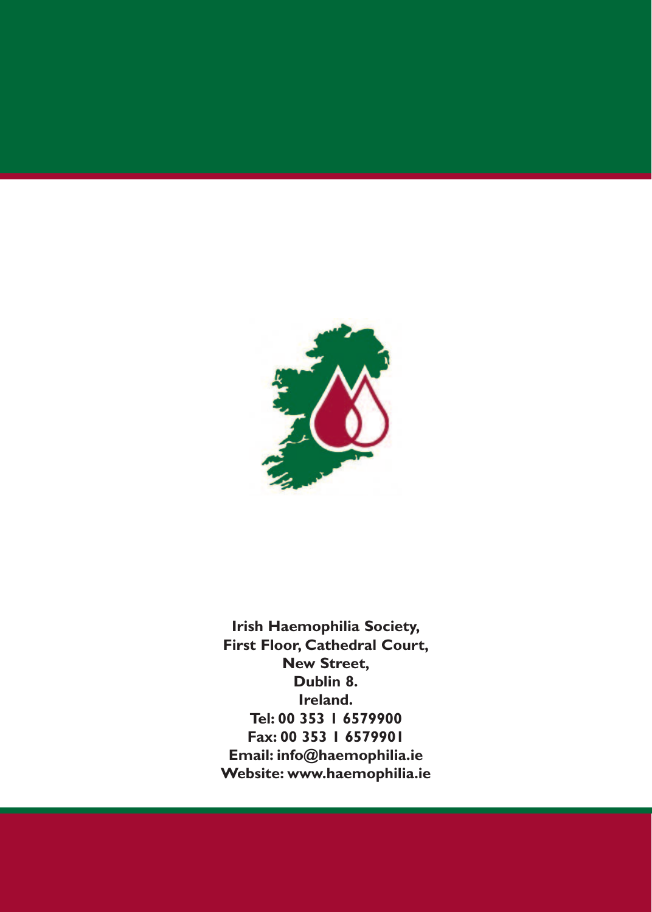**Irish Haemophilia Society,**
**First Floor, Cathedral Court,**
**New Street,**
**Dublin 8.**
**Ireland.**
**Tel: 00 353 1 6579900**
**Fax: 00 353 1 6579901**
**Email: info@haemophilia.ie**
**Website: www.haemophilia.ie**